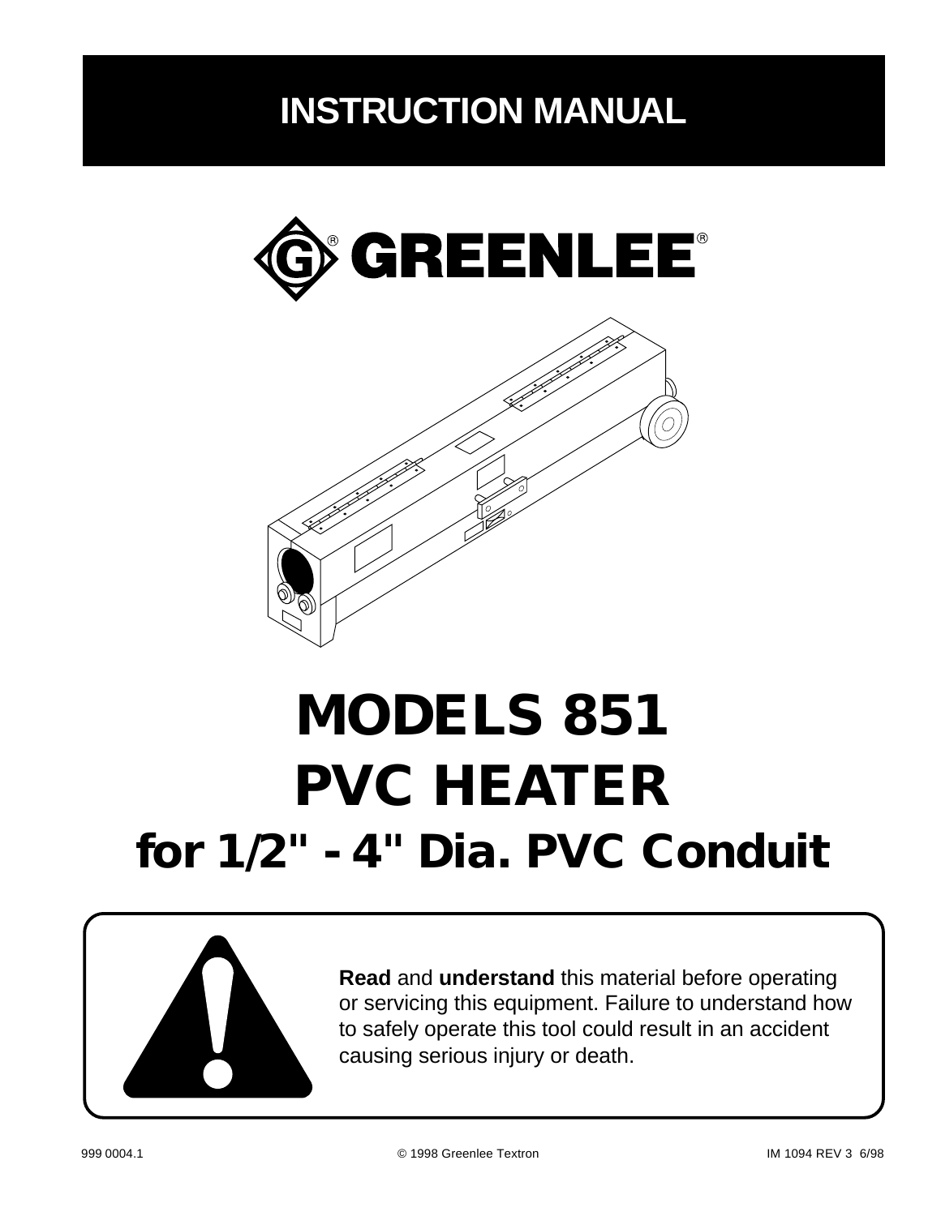# INSTRUCTION MANUAL

GREENLEE®

# MODELS 851
# PVC HEATER
## for 1/2" - 4" Dia. PVC Conduit

**Read** and **understand** this material before operating or servicing this equipment. Failure to understand how to safely operate this tool could result in an accident causing serious injury or death.

999 0004.1 © 1998 Greenlee Textron IM 1094 REV 3 6/98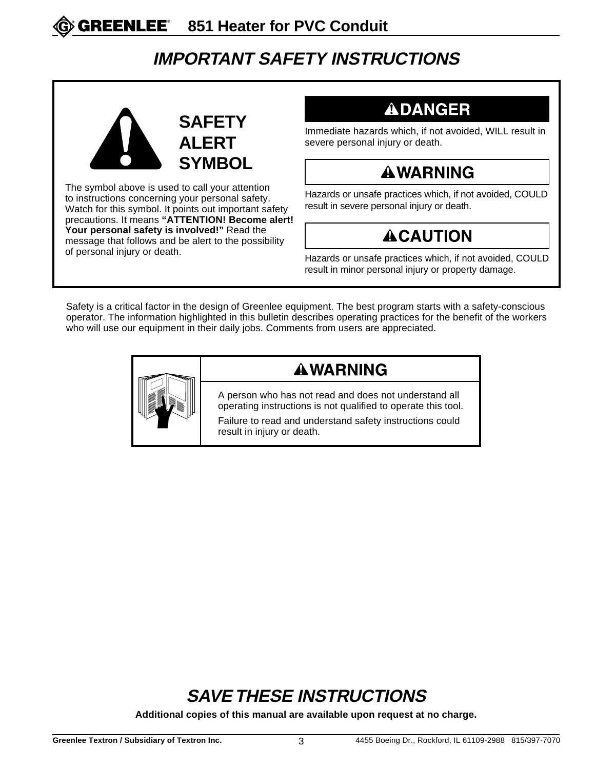# IMPORTANT SAFETY INSTRUCTIONS

**SAFETY ALERT SYMBOL**

The symbol above is used to call your attention to instructions concerning your personal safety. Watch for this symbol. It points out important safety precautions. It means **"ATTENTION! Become alert! Your personal safety is involved!"** Read the message that follows and be alert to the possibility of personal injury or death.

**⚠DANGER**

Immediate hazards which, if not avoided, WILL result in severe personal injury or death.

**⚠WARNING**

Hazards or unsafe practices which, if not avoided, COULD result in severe personal injury or death.

**⚠CAUTION**

Hazards or unsafe practices which, if not avoided, COULD result in minor personal injury or property damage.

Safety is a critical factor in the design of Greenlee equipment. The best program starts with a safety-conscious operator. The information highlighted in this bulletin describes operating practices for the benefit of the workers who will use our equipment in their daily jobs. Comments from users are appreciated.

**⚠WARNING**

A person who has not read and does not understand all operating instructions is not qualified to operate this tool.

Failure to read and understand safety instructions could result in injury or death.

## SAVE THESE INSTRUCTIONS

**Additional copies of this manual are available upon request at no charge.**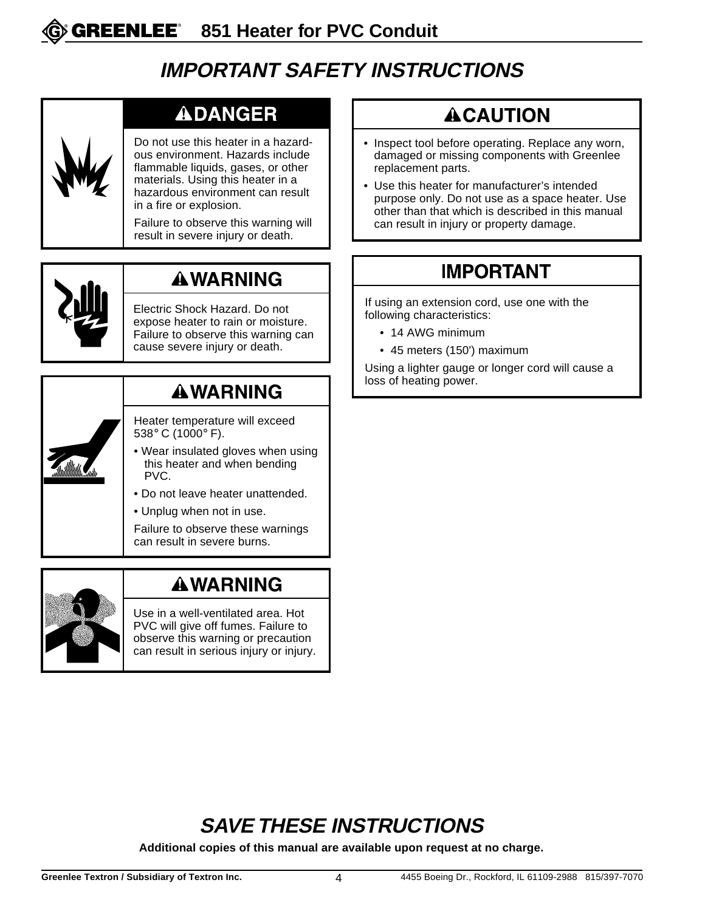# IMPORTANT SAFETY INSTRUCTIONS

## ⚠DANGER

Do not use this heater in a hazardous environment. Hazards include flammable liquids, gases, or other materials. Using this heater in a hazardous environment can result in a fire or explosion.

Failure to observe this warning will result in severe injury or death.

## ⚠WARNING

Electric Shock Hazard. Do not expose heater to rain or moisture. Failure to observe this warning can cause severe injury or death.

## ⚠WARNING

Heater temperature will exceed 538° C (1000° F).

- Wear insulated gloves when using this heater and when bending PVC.
- Do not leave heater unattended.
- Unplug when not in use.

Failure to observe these warnings can result in severe burns.

## ⚠WARNING

Use in a well-ventilated area. Hot PVC will give off fumes. Failure to observe this warning or precaution can result in serious injury or injury.

## ⚠CAUTION

- Inspect tool before operating. Replace any worn, damaged or missing components with Greenlee replacement parts.
- Use this heater for manufacturer's intended purpose only. Do not use as a space heater. Use other than that which is described in this manual can result in injury or property damage.

## IMPORTANT

If using an extension cord, use one with the following characteristics:

- 14 AWG minimum
- 45 meters (150') maximum

Using a lighter gauge or longer cord will cause a loss of heating power.

# SAVE THESE INSTRUCTIONS

**Additional copies of this manual are available upon request at no charge.**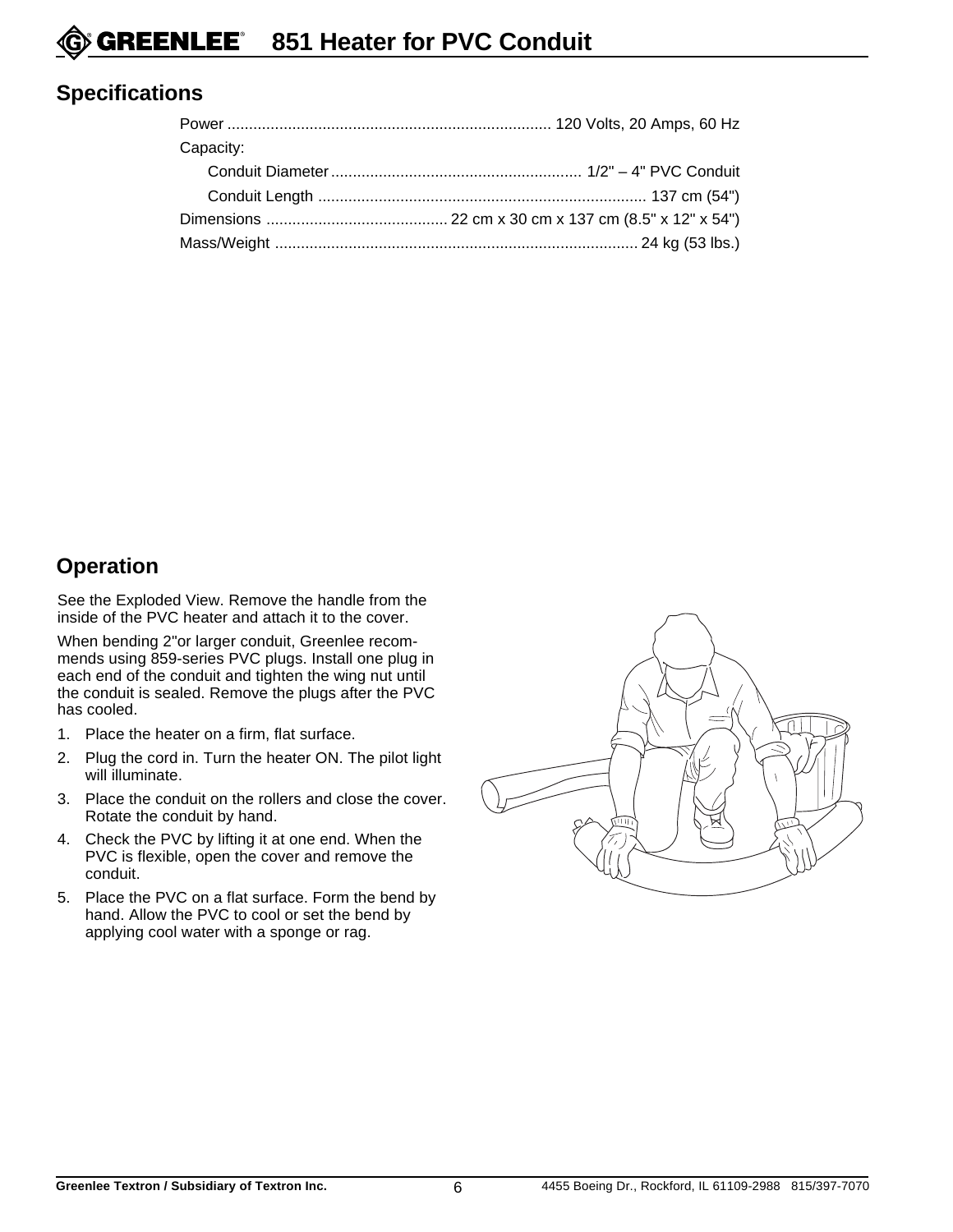## Specifications

| | |
|---|---|
| Power | 120 Volts, 20 Amps, 60 Hz |
| Capacity: | |
| Conduit Diameter | 1/2" – 4" PVC Conduit |
| Conduit Length | 137 cm (54") |
| Dimensions | 22 cm x 30 cm x 137 cm (8.5" x 12" x 54") |
| Mass/Weight | 24 kg (53 lbs.) |

## Operation

See the Exploded View. Remove the handle from the inside of the PVC heater and attach it to the cover.

When bending 2"or larger conduit, Greenlee recommends using 859-series PVC plugs. Install one plug in each end of the conduit and tighten the wing nut until the conduit is sealed. Remove the plugs after the PVC has cooled.

1. Place the heater on a firm, flat surface.
2. Plug the cord in. Turn the heater ON. The pilot light will illuminate.
3. Place the conduit on the rollers and close the cover. Rotate the conduit by hand.
4. Check the PVC by lifting it at one end. When the PVC is flexible, open the cover and remove the conduit.
5. Place the PVC on a flat surface. Form the bend by hand. Allow the PVC to cool or set the bend by applying cool water with a sponge or rag.